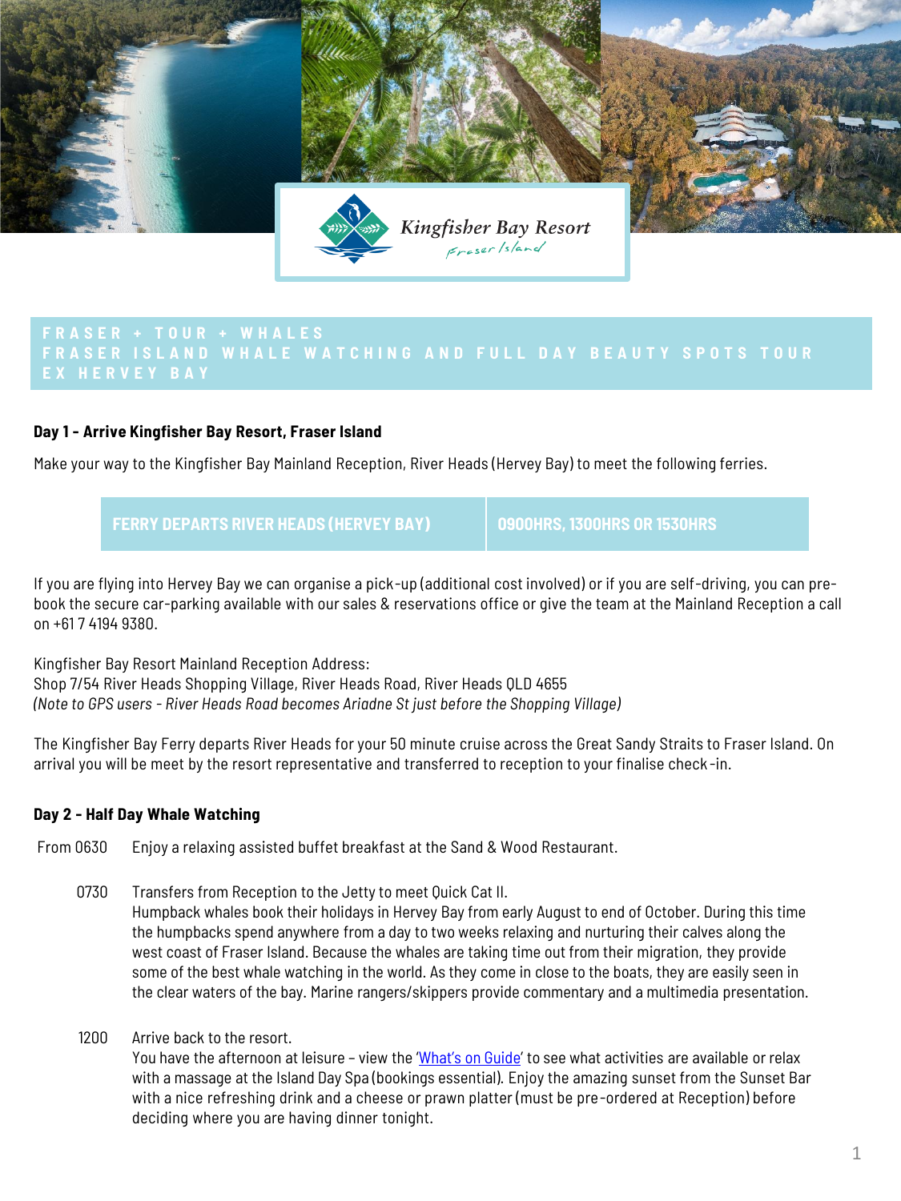Kingfisher Bay Resort
Fraser Island

# FRASER + TOUR + WHALES

## FRASER ISLAND WHALE WATCHING AND FULL DAY BEAUTY SPOTS TOUR EX HERVEY BAY

**Day 1 - Arrive Kingfisher Bay Resort, Fraser Island**

Make your way to the Kingfisher Bay Mainland Reception, River Heads (Hervey Bay) to meet the following ferries.

| FERRY DEPARTS RIVER HEADS (HERVEY BAY) | 0900HRS, 1300HRS OR 1530HRS |
|---|---|

If you are flying into Hervey Bay we can organise a pick-up (additional cost involved) or if you are self-driving, you can pre-book the secure car-parking available with our sales & reservations office or give the team at the Mainland Reception a call on +61 7 4194 9380.

Kingfisher Bay Resort Mainland Reception Address:
Shop 7/54 River Heads Shopping Village, River Heads Road, River Heads QLD 4655
*(Note to GPS users - River Heads Road becomes Ariadne St just before the Shopping Village)*

The Kingfisher Bay Ferry departs River Heads for your 50 minute cruise across the Great Sandy Straits to Fraser Island. On arrival you will be meet by the resort representative and transferred to reception to your finalise check-in.

**Day 2 - Half Day Whale Watching**

From 0630 Enjoy a relaxing assisted buffet breakfast at the Sand & Wood Restaurant.

0730 Transfers from Reception to the Jetty to meet Quick Cat II.
Humpback whales book their holidays in Hervey Bay from early August to end of October. During this time the humpbacks spend anywhere from a day to two weeks relaxing and nurturing their calves along the west coast of Fraser Island. Because the whales are taking time out from their migration, they provide some of the best whale watching in the world. As they come in close to the boats, they are easily seen in the clear waters of the bay. Marine rangers/skippers provide commentary and a multimedia presentation.

1200 Arrive back to the resort.
You have the afternoon at leisure – view the 'What's on Guide' to see what activities are available or relax with a massage at the Island Day Spa (bookings essential). Enjoy the amazing sunset from the Sunset Bar with a nice refreshing drink and a cheese or prawn platter (must be pre-ordered at Reception) before deciding where you are having dinner tonight.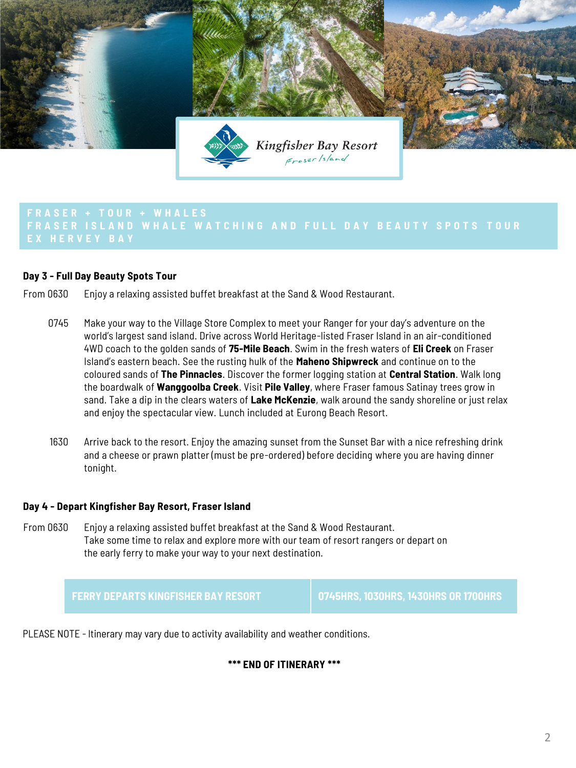Kingfisher Bay Resort
Fraser Island

## FRASER + TOUR + WHALES
## FRASER ISLAND WHALE WATCHING AND FULL DAY BEAUTY SPOTS TOUR EX HERVEY BAY

**Day 3 - Full Day Beauty Spots Tour**

From 0630 Enjoy a relaxing assisted buffet breakfast at the Sand & Wood Restaurant.

0745 Make your way to the Village Store Complex to meet your Ranger for your day's adventure on the world's largest sand island. Drive across World Heritage-listed Fraser Island in an air-conditioned 4WD coach to the golden sands of **75-Mile Beach**. Swim in the fresh waters of **Eli Creek** on Fraser Island's eastern beach. See the rusting hulk of the **Maheno Shipwreck** and continue on to the coloured sands of **The Pinnacles**. Discover the former logging station at **Central Station**. Walk long the boardwalk of **Wanggoolba Creek**. Visit **Pile Valley**, where Fraser famous Satinay trees grow in sand. Take a dip in the clears waters of **Lake McKenzie**, walk around the sandy shoreline or just relax and enjoy the spectacular view. Lunch included at Eurong Beach Resort.

1630 Arrive back to the resort. Enjoy the amazing sunset from the Sunset Bar with a nice refreshing drink and a cheese or prawn platter (must be pre-ordered) before deciding where you are having dinner tonight.

**Day 4 - Depart Kingfisher Bay Resort, Fraser Island**

From 0630 Enjoy a relaxing assisted buffet breakfast at the Sand & Wood Restaurant.
Take some time to relax and explore more with our team of resort rangers or depart on the early ferry to make your way to your next destination.

| | |
|---|---|
| FERRY DEPARTS KINGFISHER BAY RESORT | 0745HRS, 1030HRS, 1430HRS OR 1700HRS |

PLEASE NOTE - Itinerary may vary due to activity availability and weather conditions.

**\*\*\* END OF ITINERARY \*\*\***